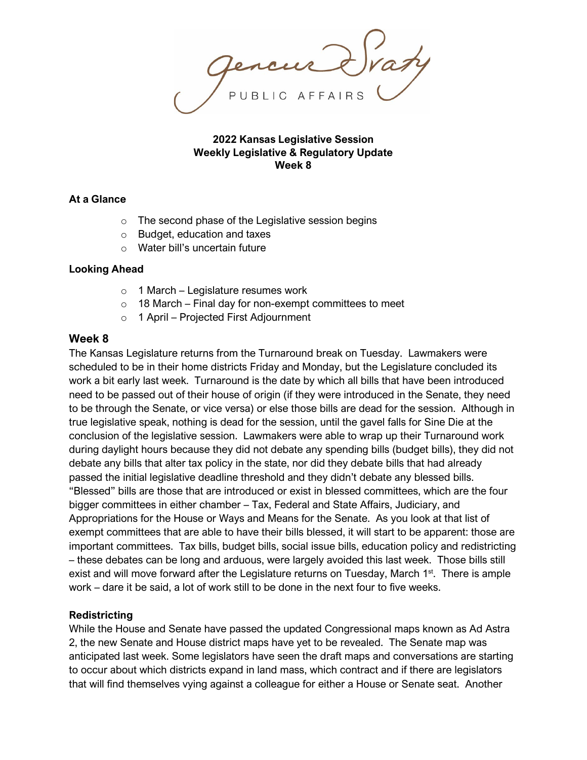Gencur Sraty PUBLIC AFFAIRS

**2022 Kansas Legislative Session**
**Weekly Legislative & Regulatory Update**
**Week 8**

**At a Glance**

- The second phase of the Legislative session begins
- Budget, education and taxes
- Water bill's uncertain future

**Looking Ahead**

- 1 March – Legislature resumes work
- 18 March – Final day for non-exempt committees to meet
- 1 April – Projected First Adjournment

## Week 8

The Kansas Legislature returns from the Turnaround break on Tuesday. Lawmakers were scheduled to be in their home districts Friday and Monday, but the Legislature concluded its work a bit early last week. Turnaround is the date by which all bills that have been introduced need to be passed out of their house of origin (if they were introduced in the Senate, they need to be through the Senate, or vice versa) or else those bills are dead for the session. Although in true legislative speak, nothing is dead for the session, until the gavel falls for Sine Die at the conclusion of the legislative session. Lawmakers were able to wrap up their Turnaround work during daylight hours because they did not debate any spending bills (budget bills), they did not debate any bills that alter tax policy in the state, nor did they debate bills that had already passed the initial legislative deadline threshold and they didn't debate any blessed bills. "Blessed" bills are those that are introduced or exist in blessed committees, which are the four bigger committees in either chamber – Tax, Federal and State Affairs, Judiciary, and Appropriations for the House or Ways and Means for the Senate. As you look at that list of exempt committees that are able to have their bills blessed, it will start to be apparent: those are important committees. Tax bills, budget bills, social issue bills, education policy and redistricting – these debates can be long and arduous, were largely avoided this last week. Those bills still exist and will move forward after the Legislature returns on Tuesday, March 1st. There is ample work – dare it be said, a lot of work still to be done in the next four to five weeks.

**Redistricting**

While the House and Senate have passed the updated Congressional maps known as Ad Astra 2, the new Senate and House district maps have yet to be revealed. The Senate map was anticipated last week. Some legislators have seen the draft maps and conversations are starting to occur about which districts expand in land mass, which contract and if there are legislators that will find themselves vying against a colleague for either a House or Senate seat. Another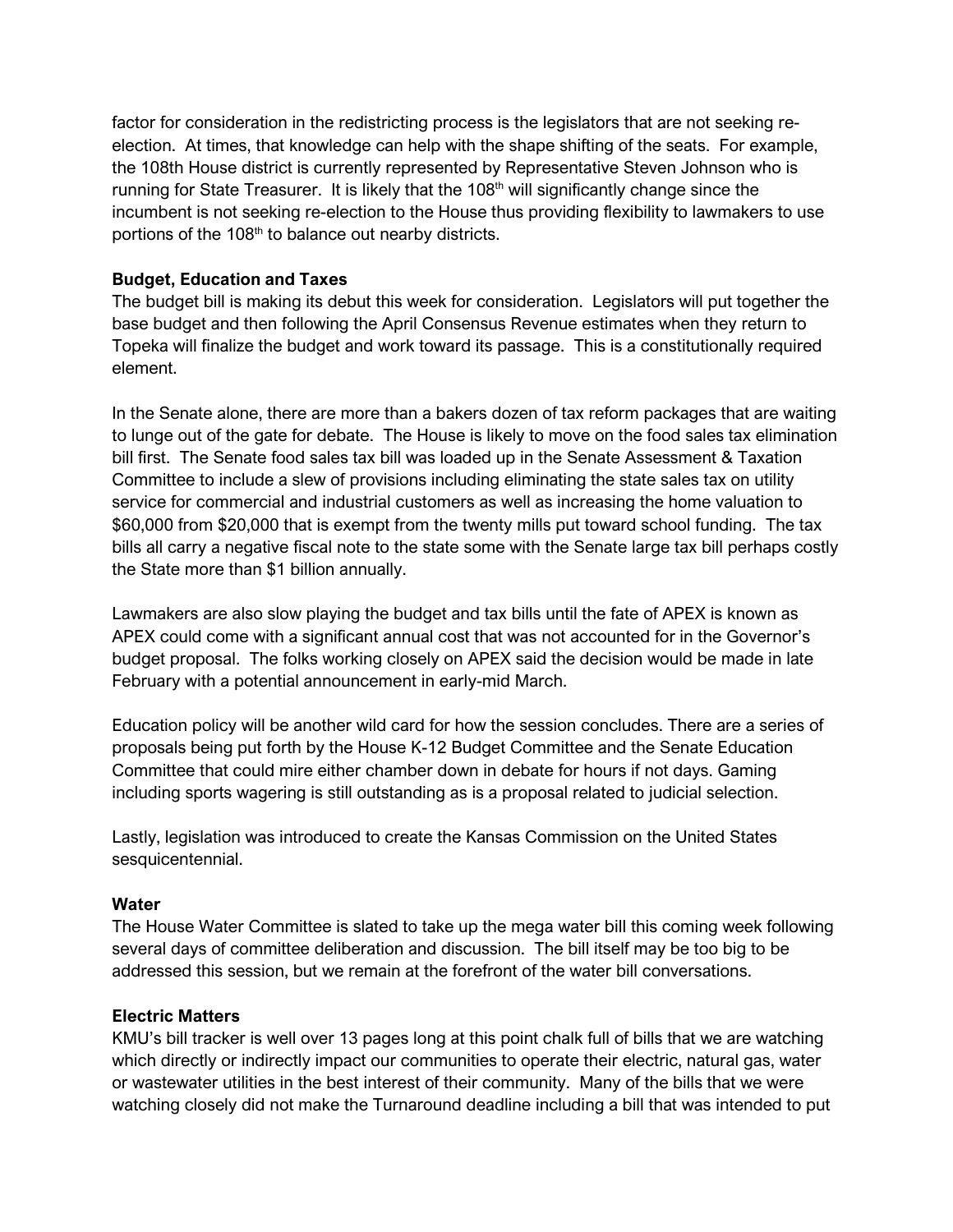factor for consideration in the redistricting process is the legislators that are not seeking re-election. At times, that knowledge can help with the shape shifting of the seats. For example, the 108th House district is currently represented by Representative Steven Johnson who is running for State Treasurer. It is likely that the 108th will significantly change since the incumbent is not seeking re-election to the House thus providing flexibility to lawmakers to use portions of the 108th to balance out nearby districts.

**Budget, Education and Taxes**

The budget bill is making its debut this week for consideration. Legislators will put together the base budget and then following the April Consensus Revenue estimates when they return to Topeka will finalize the budget and work toward its passage. This is a constitutionally required element.

In the Senate alone, there are more than a bakers dozen of tax reform packages that are waiting to lunge out of the gate for debate. The House is likely to move on the food sales tax elimination bill first. The Senate food sales tax bill was loaded up in the Senate Assessment & Taxation Committee to include a slew of provisions including eliminating the state sales tax on utility service for commercial and industrial customers as well as increasing the home valuation to $60,000 from $20,000 that is exempt from the twenty mills put toward school funding. The tax bills all carry a negative fiscal note to the state some with the Senate large tax bill perhaps costly the State more than $1 billion annually.

Lawmakers are also slow playing the budget and tax bills until the fate of APEX is known as APEX could come with a significant annual cost that was not accounted for in the Governor's budget proposal. The folks working closely on APEX said the decision would be made in late February with a potential announcement in early-mid March.

Education policy will be another wild card for how the session concludes. There are a series of proposals being put forth by the House K-12 Budget Committee and the Senate Education Committee that could mire either chamber down in debate for hours if not days. Gaming including sports wagering is still outstanding as is a proposal related to judicial selection.

Lastly, legislation was introduced to create the Kansas Commission on the United States sesquicentennial.

**Water**

The House Water Committee is slated to take up the mega water bill this coming week following several days of committee deliberation and discussion. The bill itself may be too big to be addressed this session, but we remain at the forefront of the water bill conversations.

**Electric Matters**

KMU's bill tracker is well over 13 pages long at this point chalk full of bills that we are watching which directly or indirectly impact our communities to operate their electric, natural gas, water or wastewater utilities in the best interest of their community. Many of the bills that we were watching closely did not make the Turnaround deadline including a bill that was intended to put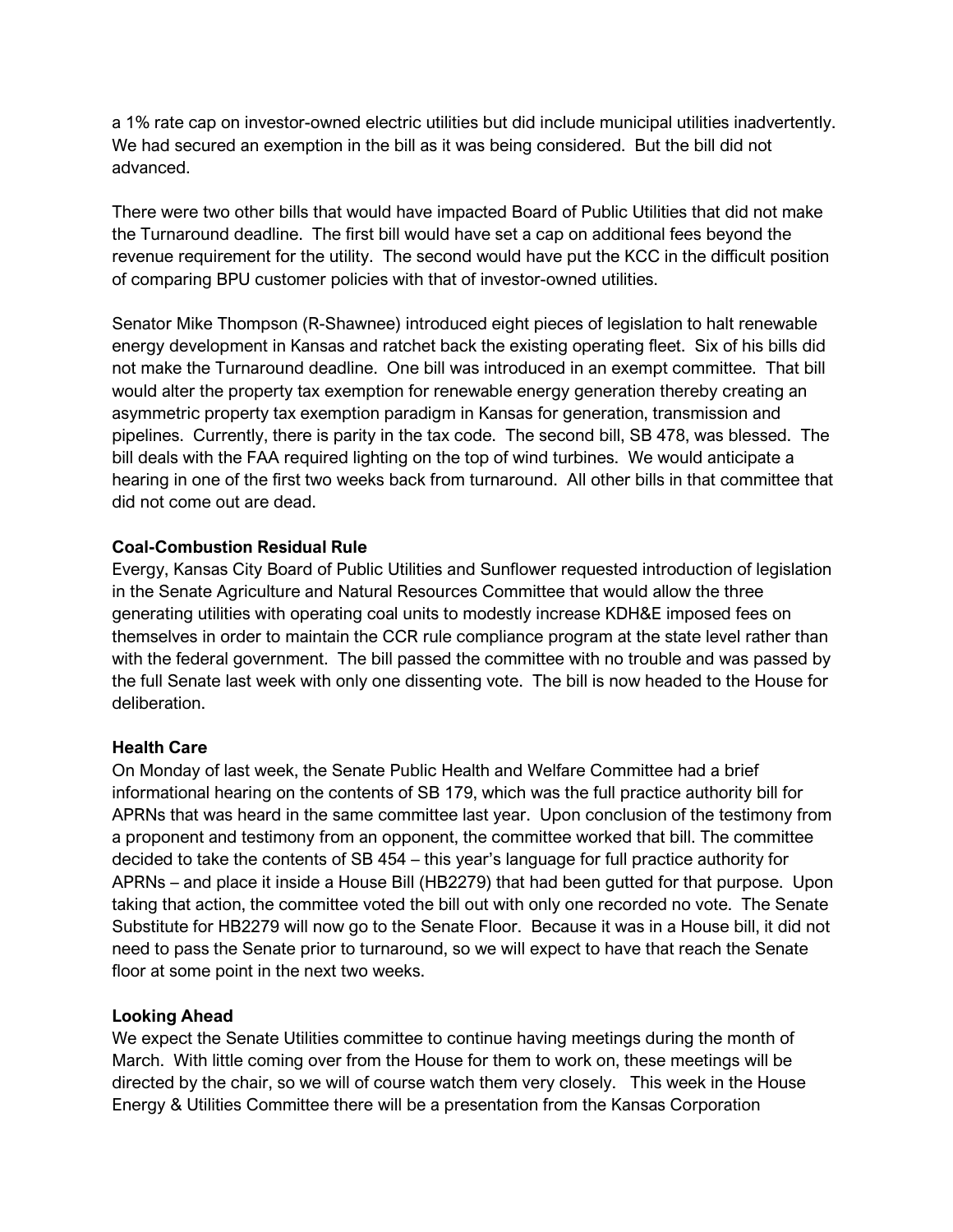a 1% rate cap on investor-owned electric utilities but did include municipal utilities inadvertently. We had secured an exemption in the bill as it was being considered. But the bill did not advanced.

There were two other bills that would have impacted Board of Public Utilities that did not make the Turnaround deadline. The first bill would have set a cap on additional fees beyond the revenue requirement for the utility. The second would have put the KCC in the difficult position of comparing BPU customer policies with that of investor-owned utilities.

Senator Mike Thompson (R-Shawnee) introduced eight pieces of legislation to halt renewable energy development in Kansas and ratchet back the existing operating fleet. Six of his bills did not make the Turnaround deadline. One bill was introduced in an exempt committee. That bill would alter the property tax exemption for renewable energy generation thereby creating an asymmetric property tax exemption paradigm in Kansas for generation, transmission and pipelines. Currently, there is parity in the tax code. The second bill, SB 478, was blessed. The bill deals with the FAA required lighting on the top of wind turbines. We would anticipate a hearing in one of the first two weeks back from turnaround. All other bills in that committee that did not come out are dead.

**Coal-Combustion Residual Rule**

Evergy, Kansas City Board of Public Utilities and Sunflower requested introduction of legislation in the Senate Agriculture and Natural Resources Committee that would allow the three generating utilities with operating coal units to modestly increase KDH&E imposed fees on themselves in order to maintain the CCR rule compliance program at the state level rather than with the federal government. The bill passed the committee with no trouble and was passed by the full Senate last week with only one dissenting vote. The bill is now headed to the House for deliberation.

**Health Care**

On Monday of last week, the Senate Public Health and Welfare Committee had a brief informational hearing on the contents of SB 179, which was the full practice authority bill for APRNs that was heard in the same committee last year. Upon conclusion of the testimony from a proponent and testimony from an opponent, the committee worked that bill. The committee decided to take the contents of SB 454 – this year's language for full practice authority for APRNs – and place it inside a House Bill (HB2279) that had been gutted for that purpose. Upon taking that action, the committee voted the bill out with only one recorded no vote. The Senate Substitute for HB2279 will now go to the Senate Floor. Because it was in a House bill, it did not need to pass the Senate prior to turnaround, so we will expect to have that reach the Senate floor at some point in the next two weeks.

**Looking Ahead**

We expect the Senate Utilities committee to continue having meetings during the month of March. With little coming over from the House for them to work on, these meetings will be directed by the chair, so we will of course watch them very closely. This week in the House Energy & Utilities Committee there will be a presentation from the Kansas Corporation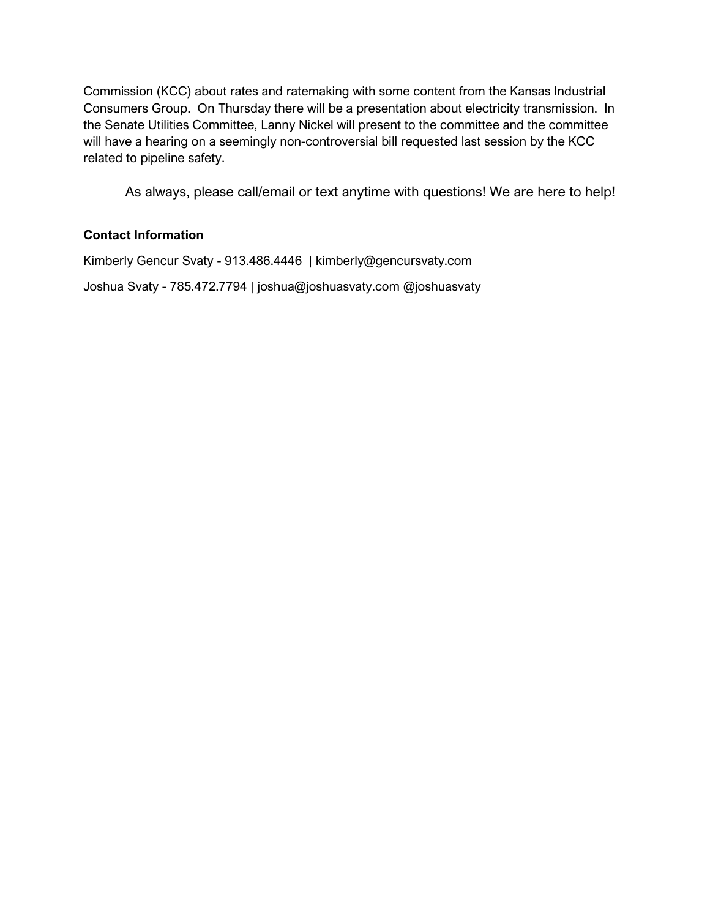Commission (KCC) about rates and ratemaking with some content from the Kansas Industrial Consumers Group. On Thursday there will be a presentation about electricity transmission. In the Senate Utilities Committee, Lanny Nickel will present to the committee and the committee will have a hearing on a seemingly non-controversial bill requested last session by the KCC related to pipeline safety.

As always, please call/email or text anytime with questions! We are here to help!

**Contact Information**

Kimberly Gencur Svaty - 913.486.4446 | kimberly@gencursvaty.com

Joshua Svaty - 785.472.7794 | joshua@joshuasvaty.com @joshuasvaty